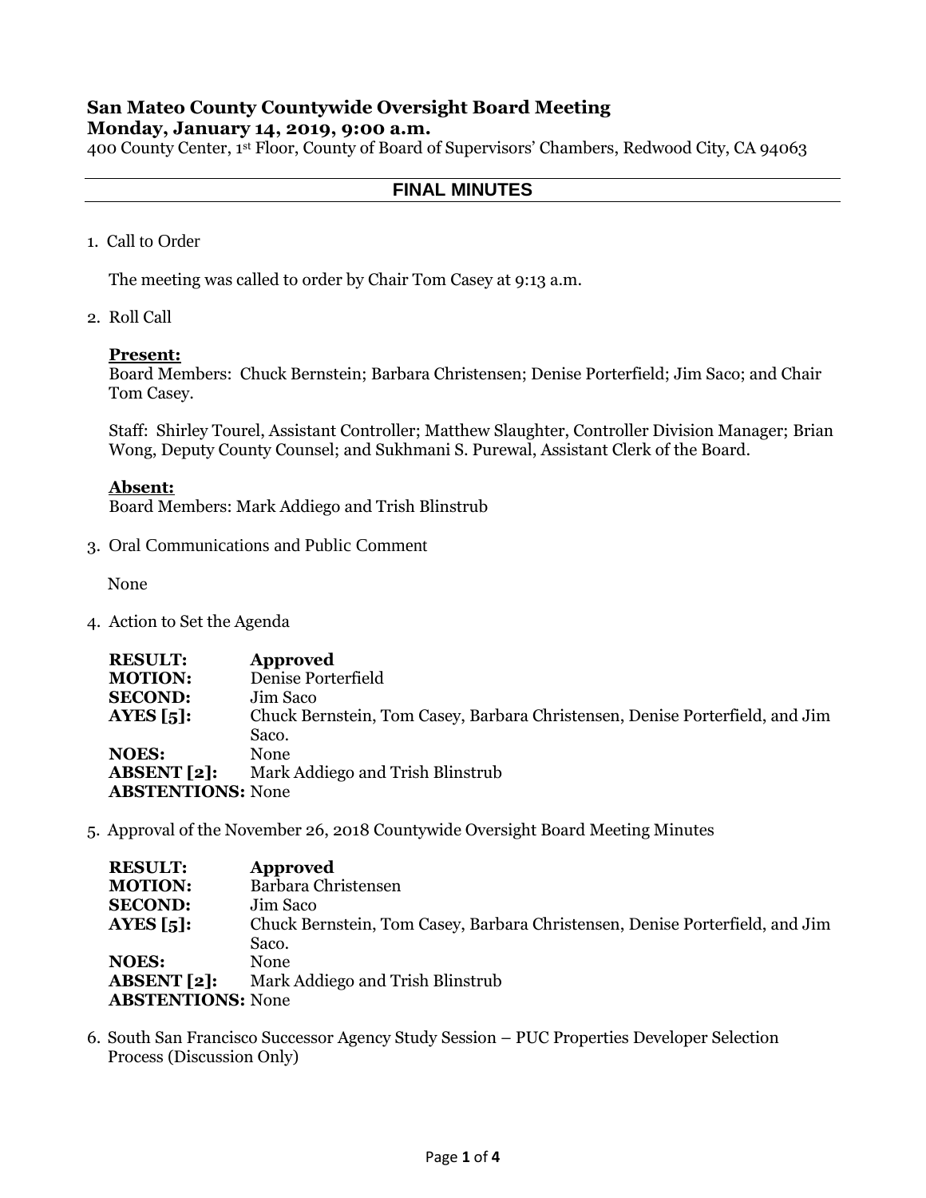# San Mateo County Countywide Oversight Board Meeting
**Monday, January 14, 2019, 9:00 a.m.**

400 County Center, 1st Floor, County of Board of Supervisors' Chambers, Redwood City, CA 94063

## FINAL MINUTES

1. Call to Order

   The meeting was called to order by Chair Tom Casey at 9:13 a.m.

2. Roll Call

   **Present:**
   Board Members: Chuck Bernstein; Barbara Christensen; Denise Porterfield; Jim Saco; and Chair Tom Casey.

   Staff: Shirley Tourel, Assistant Controller; Matthew Slaughter, Controller Division Manager; Brian Wong, Deputy County Counsel; and Sukhmani S. Purewal, Assistant Clerk of the Board.

   **Absent:**
   Board Members: Mark Addiego and Trish Blinstrub

3. Oral Communications and Public Comment

   None

4. Action to Set the Agenda

   **RESULT:** **Approved**
   **MOTION:** Denise Porterfield
   **SECOND:** Jim Saco
   **AYES [5]:** Chuck Bernstein, Tom Casey, Barbara Christensen, Denise Porterfield, and Jim Saco.
   **NOES:** None
   **ABSENT [2]:** Mark Addiego and Trish Blinstrub
   **ABSTENTIONS:** None

5. Approval of the November 26, 2018 Countywide Oversight Board Meeting Minutes

   **RESULT:** **Approved**
   **MOTION:** Barbara Christensen
   **SECOND:** Jim Saco
   **AYES [5]:** Chuck Bernstein, Tom Casey, Barbara Christensen, Denise Porterfield, and Jim Saco.
   **NOES:** None
   **ABSENT [2]:** Mark Addiego and Trish Blinstrub
   **ABSTENTIONS:** None

6. South San Francisco Successor Agency Study Session – PUC Properties Developer Selection Process (Discussion Only)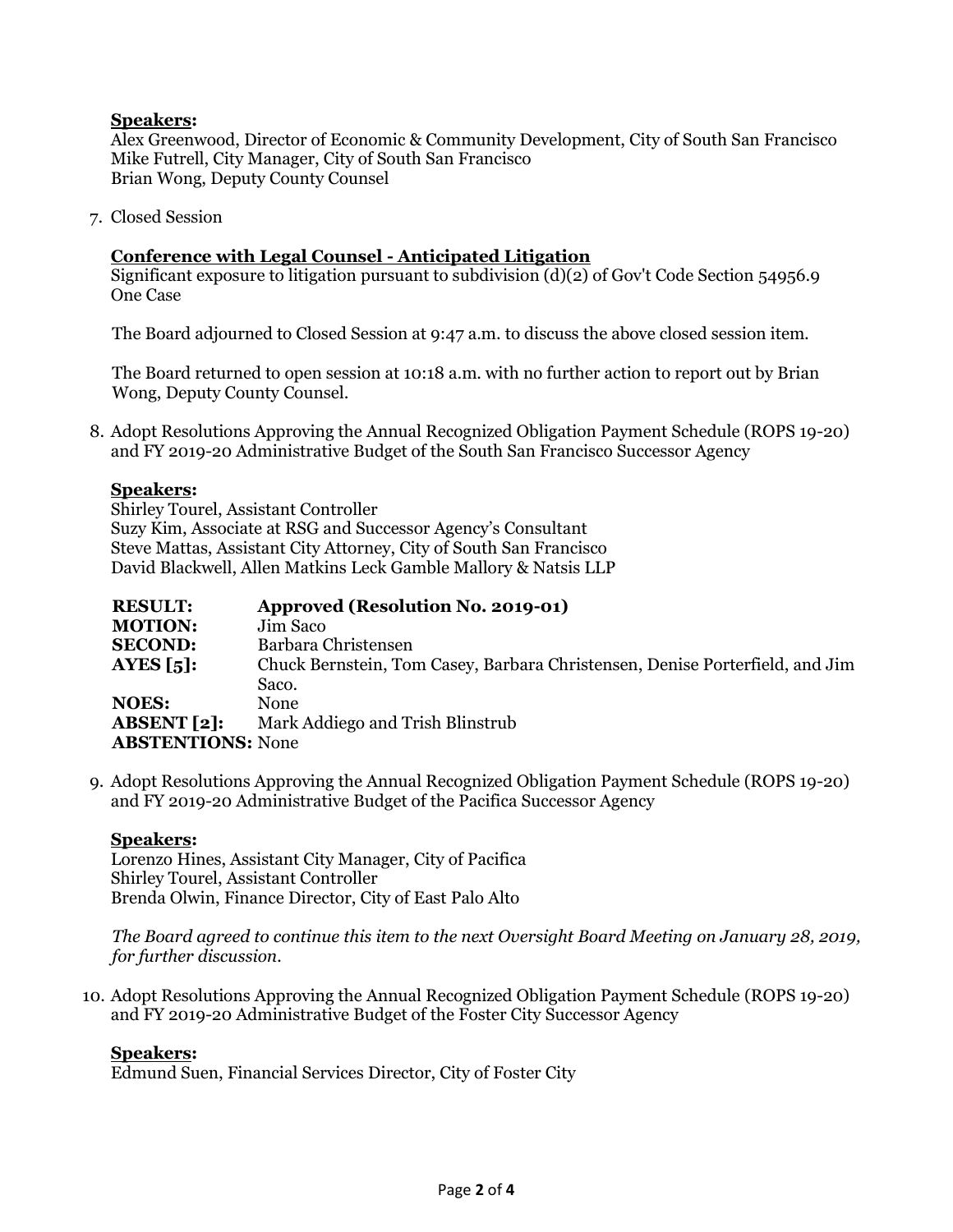**Speakers:**
Alex Greenwood, Director of Economic & Community Development, City of South San Francisco
Mike Futrell, City Manager, City of South San Francisco
Brian Wong, Deputy County Counsel

7. Closed Session

**Conference with Legal Counsel - Anticipated Litigation**
Significant exposure to litigation pursuant to subdivision (d)(2) of Gov't Code Section 54956.9
One Case

The Board adjourned to Closed Session at 9:47 a.m. to discuss the above closed session item.

The Board returned to open session at 10:18 a.m. with no further action to report out by Brian Wong, Deputy County Counsel.

8. Adopt Resolutions Approving the Annual Recognized Obligation Payment Schedule (ROPS 19-20) and FY 2019-20 Administrative Budget of the South San Francisco Successor Agency

**Speakers:**
Shirley Tourel, Assistant Controller
Suzy Kim, Associate at RSG and Successor Agency's Consultant
Steve Mattas, Assistant City Attorney, City of South San Francisco
David Blackwell, Allen Matkins Leck Gamble Mallory & Natsis LLP

| | |
|---|---|
| **RESULT:** | **Approved (Resolution No. 2019-01)** |
| **MOTION:** | Jim Saco |
| **SECOND:** | Barbara Christensen |
| **AYES [5]:** | Chuck Bernstein, Tom Casey, Barbara Christensen, Denise Porterfield, and Jim Saco. |
| **NOES:** | None |
| **ABSENT [2]:** | Mark Addiego and Trish Blinstrub |
| **ABSTENTIONS:** | None |

9. Adopt Resolutions Approving the Annual Recognized Obligation Payment Schedule (ROPS 19-20) and FY 2019-20 Administrative Budget of the Pacifica Successor Agency

**Speakers:**
Lorenzo Hines, Assistant City Manager, City of Pacifica
Shirley Tourel, Assistant Controller
Brenda Olwin, Finance Director, City of East Palo Alto

*The Board agreed to continue this item to the next Oversight Board Meeting on January 28, 2019, for further discussion.*

10. Adopt Resolutions Approving the Annual Recognized Obligation Payment Schedule (ROPS 19-20) and FY 2019-20 Administrative Budget of the Foster City Successor Agency

**Speakers:**
Edmund Suen, Financial Services Director, City of Foster City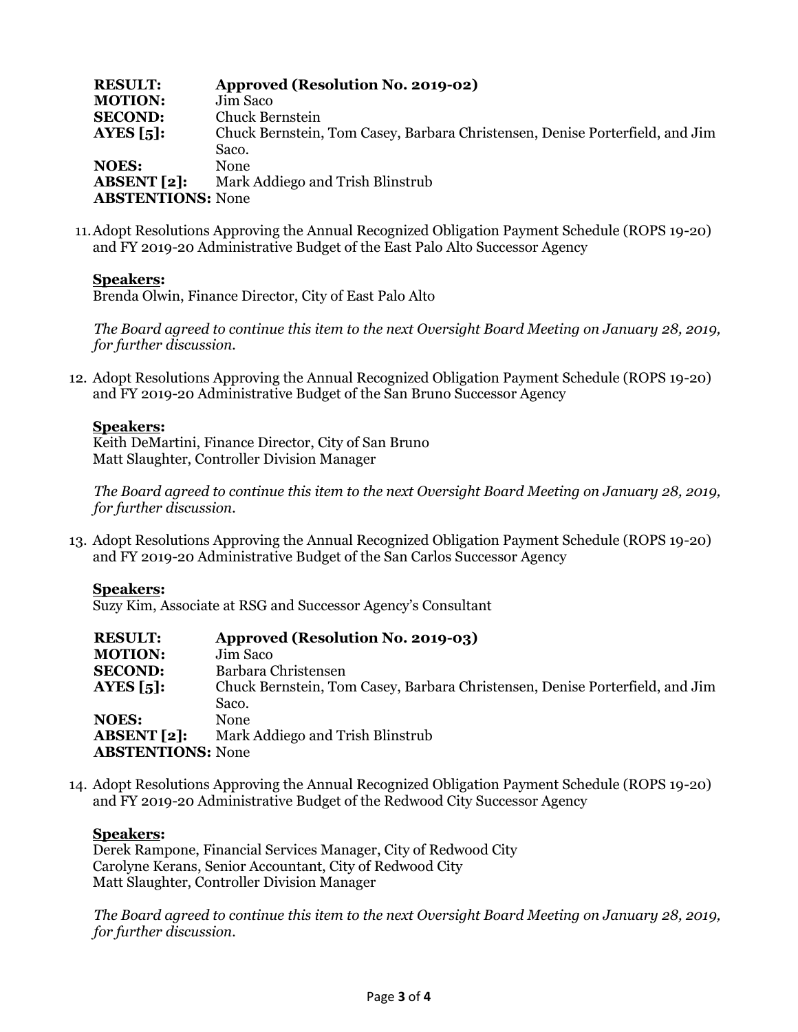| | |
|---|---|
| **RESULT:** | **Approved (Resolution No. 2019-02)** |
| **MOTION:** | Jim Saco |
| **SECOND:** | Chuck Bernstein |
| **AYES [5]:** | Chuck Bernstein, Tom Casey, Barbara Christensen, Denise Porterfield, and Jim Saco. |
| **NOES:** | None |
| **ABSENT [2]:** | Mark Addiego and Trish Blinstrub |
| **ABSTENTIONS:** | None |

11. Adopt Resolutions Approving the Annual Recognized Obligation Payment Schedule (ROPS 19-20) and FY 2019-20 Administrative Budget of the East Palo Alto Successor Agency

**Speakers:**
Brenda Olwin, Finance Director, City of East Palo Alto

*The Board agreed to continue this item to the next Oversight Board Meeting on January 28, 2019, for further discussion.*

12. Adopt Resolutions Approving the Annual Recognized Obligation Payment Schedule (ROPS 19-20) and FY 2019-20 Administrative Budget of the San Bruno Successor Agency

**Speakers:**
Keith DeMartini, Finance Director, City of San Bruno
Matt Slaughter, Controller Division Manager

*The Board agreed to continue this item to the next Oversight Board Meeting on January 28, 2019, for further discussion.*

13. Adopt Resolutions Approving the Annual Recognized Obligation Payment Schedule (ROPS 19-20) and FY 2019-20 Administrative Budget of the San Carlos Successor Agency

**Speakers:**
Suzy Kim, Associate at RSG and Successor Agency's Consultant

| | |
|---|---|
| **RESULT:** | **Approved (Resolution No. 2019-03)** |
| **MOTION:** | Jim Saco |
| **SECOND:** | Barbara Christensen |
| **AYES [5]:** | Chuck Bernstein, Tom Casey, Barbara Christensen, Denise Porterfield, and Jim Saco. |
| **NOES:** | None |
| **ABSENT [2]:** | Mark Addiego and Trish Blinstrub |
| **ABSTENTIONS:** | None |

14. Adopt Resolutions Approving the Annual Recognized Obligation Payment Schedule (ROPS 19-20) and FY 2019-20 Administrative Budget of the Redwood City Successor Agency

**Speakers:**
Derek Rampone, Financial Services Manager, City of Redwood City
Carolyne Kerans, Senior Accountant, City of Redwood City
Matt Slaughter, Controller Division Manager

*The Board agreed to continue this item to the next Oversight Board Meeting on January 28, 2019, for further discussion.*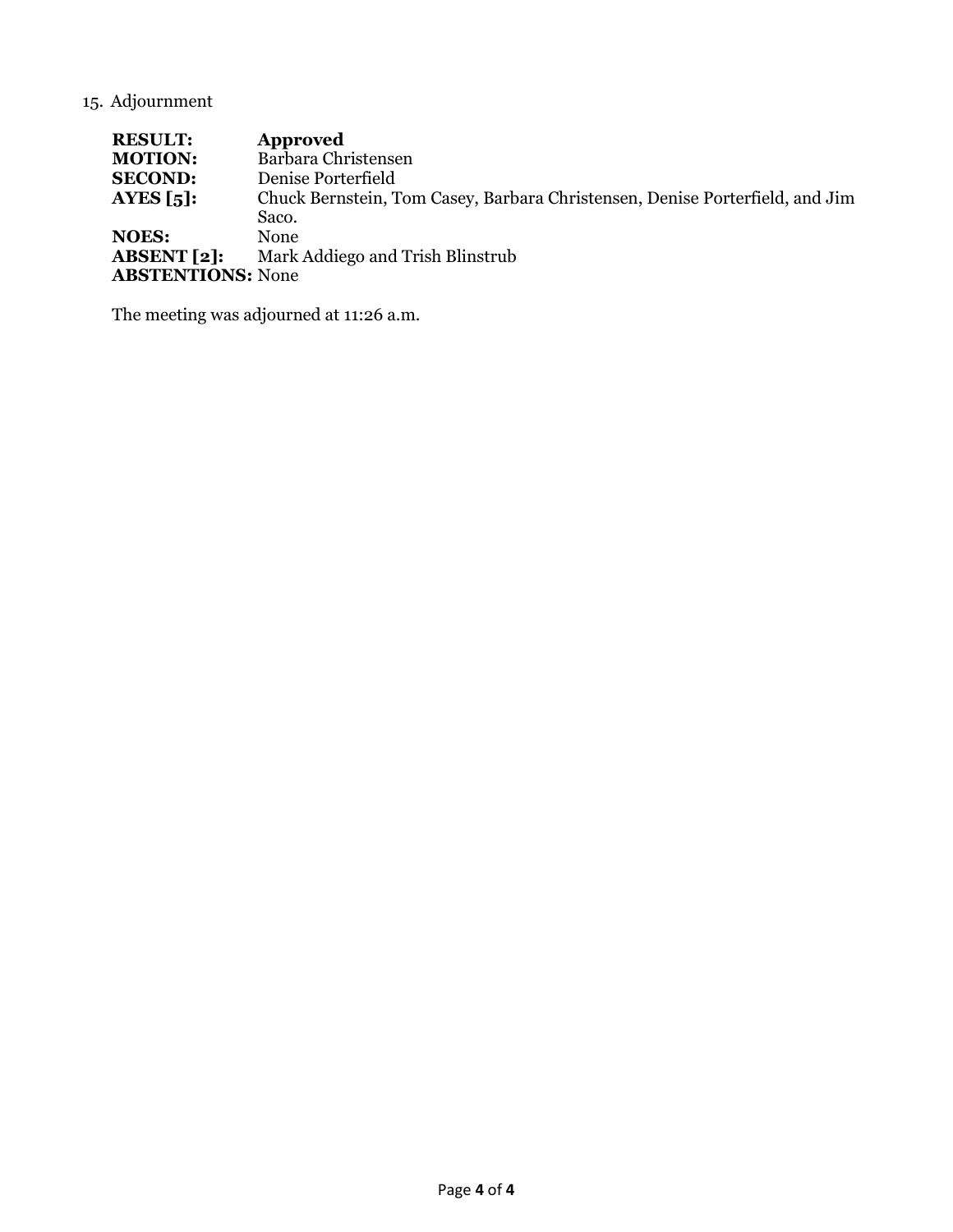15. Adjournment

**RESULT:** **Approved**
**MOTION:** Barbara Christensen
**SECOND:** Denise Porterfield
**AYES [5]:** Chuck Bernstein, Tom Casey, Barbara Christensen, Denise Porterfield, and Jim Saco.
**NOES:** None
**ABSENT [2]:** Mark Addiego and Trish Blinstrub
**ABSTENTIONS:** None

The meeting was adjourned at 11:26 a.m.